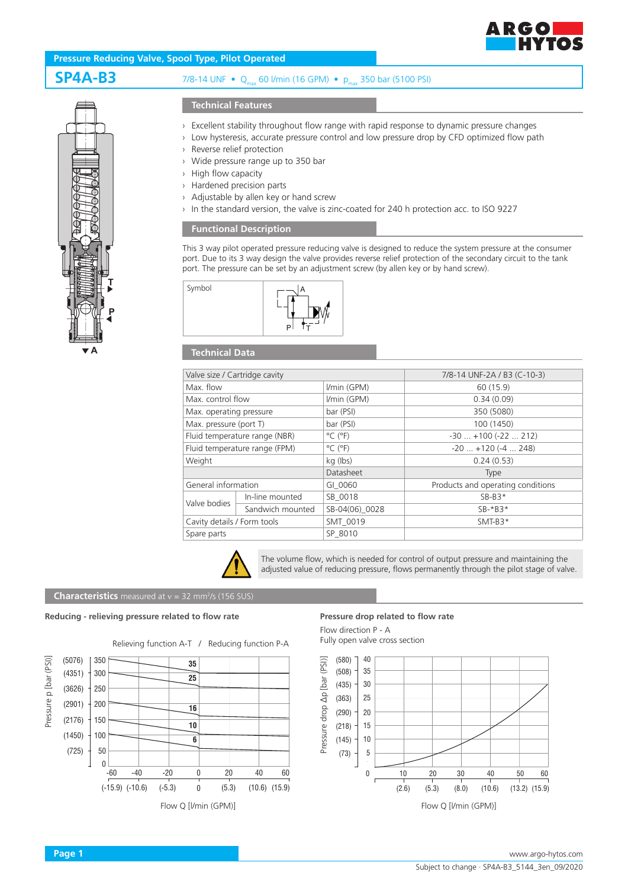# Pressure Reducing Valve, Spool Type, Pilot Operated

## SP4A-B3

7/8-14 UNF • $Q_{max}$ 60 l/min (16 GPM) • $p_{max}$ 350 bar (5100 PSI)

### Technical Features

- Excellent stability throughout flow range with rapid response to dynamic pressure changes
- Low hysteresis, accurate pressure control and low pressure drop by CFD optimized flow path
- Reverse relief protection
- Wide pressure range up to 350 bar
- High flow capacity
- Hardened precision parts
- Adjustable by allen key or hand screw
- In the standard version, the valve is zinc-coated for 240 h protection acc. to ISO 9227

### Functional Description

This 3 way pilot operated pressure reducing valve is designed to reduce the system pressure at the consumer port. Due to its 3 way design the valve provides reverse relief protection of the secondary circuit to the tank port. The pressure can be set by an adjustment screw (by allen key or by hand screw).

Symbol

### Technical Data

| Valve size / Cartridge cavity | | | 7/8-14 UNF-2A / B3 (C-10-3) |
|---|---|---|---|
| Max. flow | | l/min (GPM) | 60 (15.9) |
| Max. control flow | | l/min (GPM) | 0.34 (0.09) |
| Max. operating pressure | | bar (PSI) | 350 (5080) |
| Max. pressure (port T) | | bar (PSI) | 100 (1450) |
| Fluid temperature range (NBR) | | °C (°F) | -30 ... +100 (-22 ... 212) |
| Fluid temperature range (FPM) | | °C (°F) | -20 ... +120 (-4 ... 248) |
| Weight | | kg (lbs) | 0.24 (0.53) |
| | | Datasheet | Type |
| General information | | GI_0060 | Products and operating conditions |
| Valve bodies | In-line mounted | SB_0018 | SB-B3* |
| | Sandwich mounted | SB-04(06)_0028 | SB-*B3* |
| Cavity details / Form tools | | SMT_0019 | SMT-B3* |
| Spare parts | | SP_8010 | |

The volume flow, which is needed for control of output pressure and maintaining the adjusted value of reducing pressure, flows permanently through the pilot stage of valve.

### Characteristics measured at ν = 32 mm²/s (156 SUS)

**Reducing - relieving pressure related to flow rate**

Relieving function A-T / Reducing function P-A

**Pressure drop related to flow rate**

Flow direction P - A

Fully open valve cross section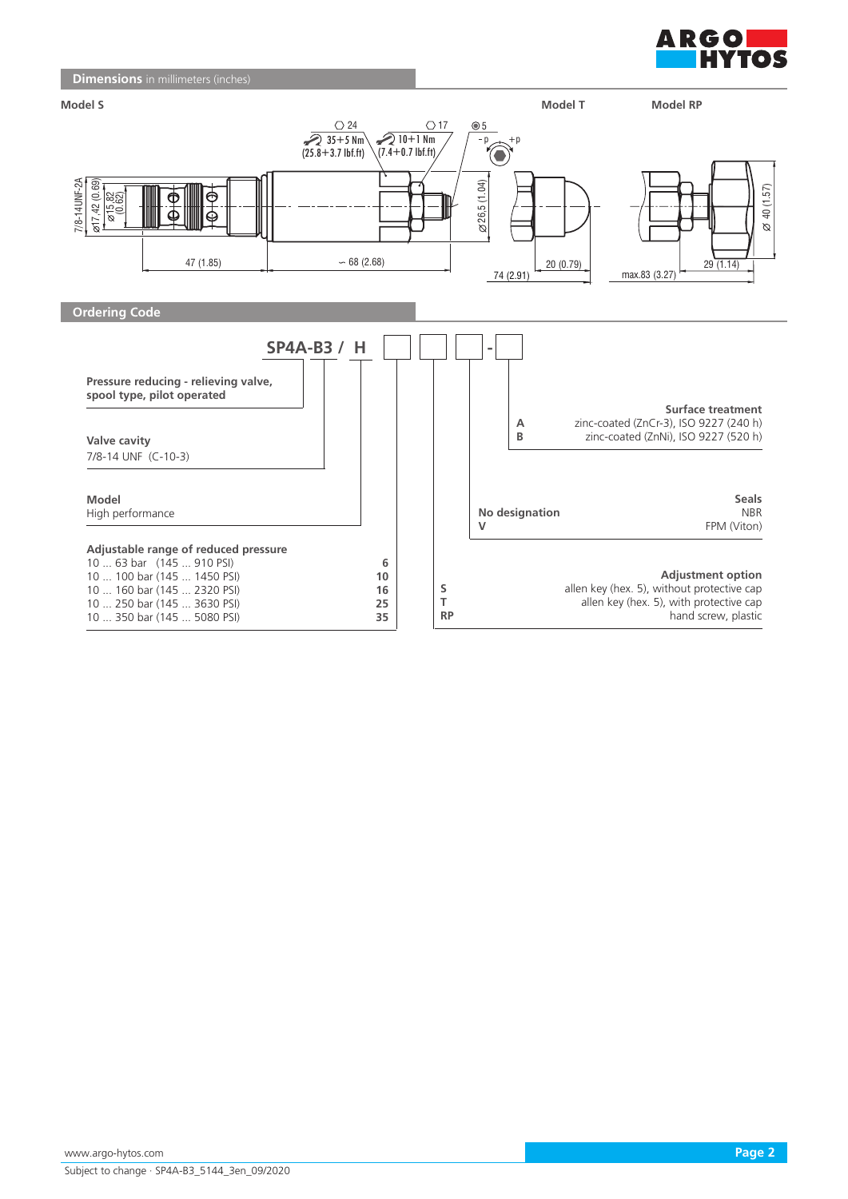## Dimensions in millimeters (inches)

Model S

Model T

Model RP

24
35+5 Nm
(25.8+3.7 lbf.ft)
17
10+1 Nm
(7.4+0.7 lbf.ft)
5
-p
+p
7/8-14UNF-2A
ø17.42 (0.69)
ø15.82 (0.62)
ø26.5 (1.04)
Ø 40 (1.57)
47 (1.85)
~ 68 (2.68)
74 (2.91)
20 (0.79)
max.83 (3.27)
29 (1.14)

## Ordering Code

**SP4A-B3 / H** ☐ ☐ ☐ - ☐

**Pressure reducing - relieving valve, spool type, pilot operated**

**Valve cavity**
7/8-14 UNF (C-10-3)

**Model**
High performance

**Adjustable range of reduced pressure**

| | |
|---|---|
| 10 ... 63 bar (145 ... 910 PSI) | **6** |
| 10 ... 100 bar (145 ... 1450 PSI) | **10** |
| 10 ... 160 bar (145 ... 2320 PSI) | **16** |
| 10 ... 250 bar (145 ... 3630 PSI) | **25** |
| 10 ... 350 bar (145 ... 5080 PSI) | **35** |

**Surface treatment**

| | |
|---|---|
| **A** | zinc-coated (ZnCr-3), ISO 9227 (240 h) |
| **B** | zinc-coated (ZnNi), ISO 9227 (520 h) |

**Seals**

| | |
|---|---|
| **No designation** | NBR |
| **V** | FPM (Viton) |

**Adjustment option**

| | |
|---|---|
| **S** | allen key (hex. 5), without protective cap |
| **T** | allen key (hex. 5), with protective cap |
| **RP** | hand screw, plastic |

www.argo-hytos.com

Subject to change · SP4A-B3_5144_3en_09/2020